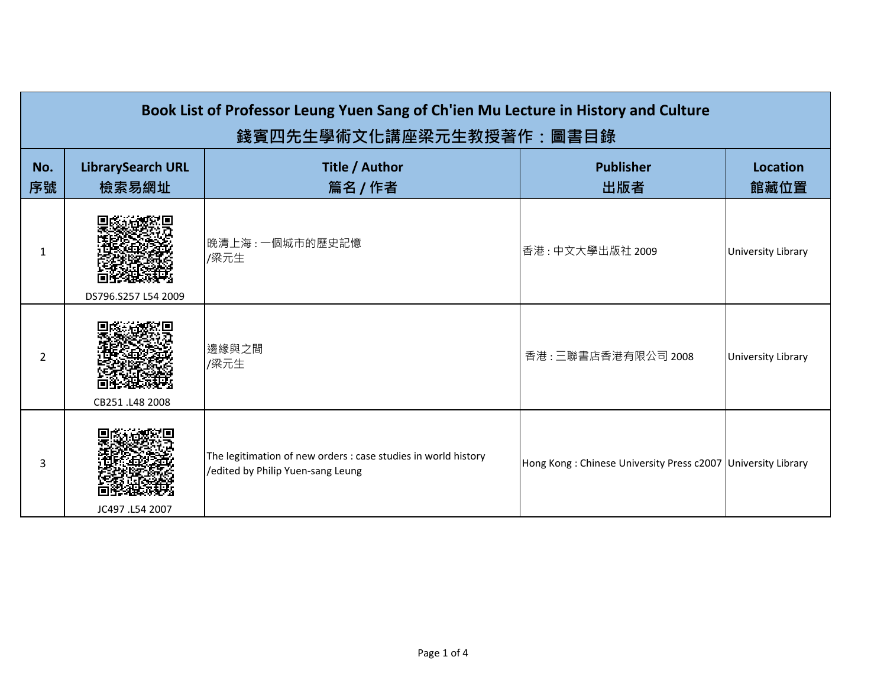# Book List of Professor Leung Yuen Sang of Ch'ien Mu Lecture in History and Culture

# 錢賓四先生學術文化講座梁元生教授著作：圖書目錄

| No.<br>序號 | LibrarySearch URL<br>檢索易網址 | Title / Author<br>篇名 / 作者 | Publisher<br>出版者 | Location<br>館藏位置 |
|---|---|---|---|---|
| 1 | DS796.S257 L54 2009 | 晚清上海 : 一個城市的歷史記憶<br>/梁元生 | 香港 : 中文大學出版社 2009 | University Library |
| 2 | CB251 .L48 2008 | 邊緣與之間<br>/梁元生 | 香港 : 三聯書店香港有限公司 2008 | University Library |
| 3 | JC497 .L54 2007 | The legitimation of new orders : case studies in world history<br>/edited by Philip Yuen-sang Leung | Hong Kong : Chinese University Press c2007 | University Library |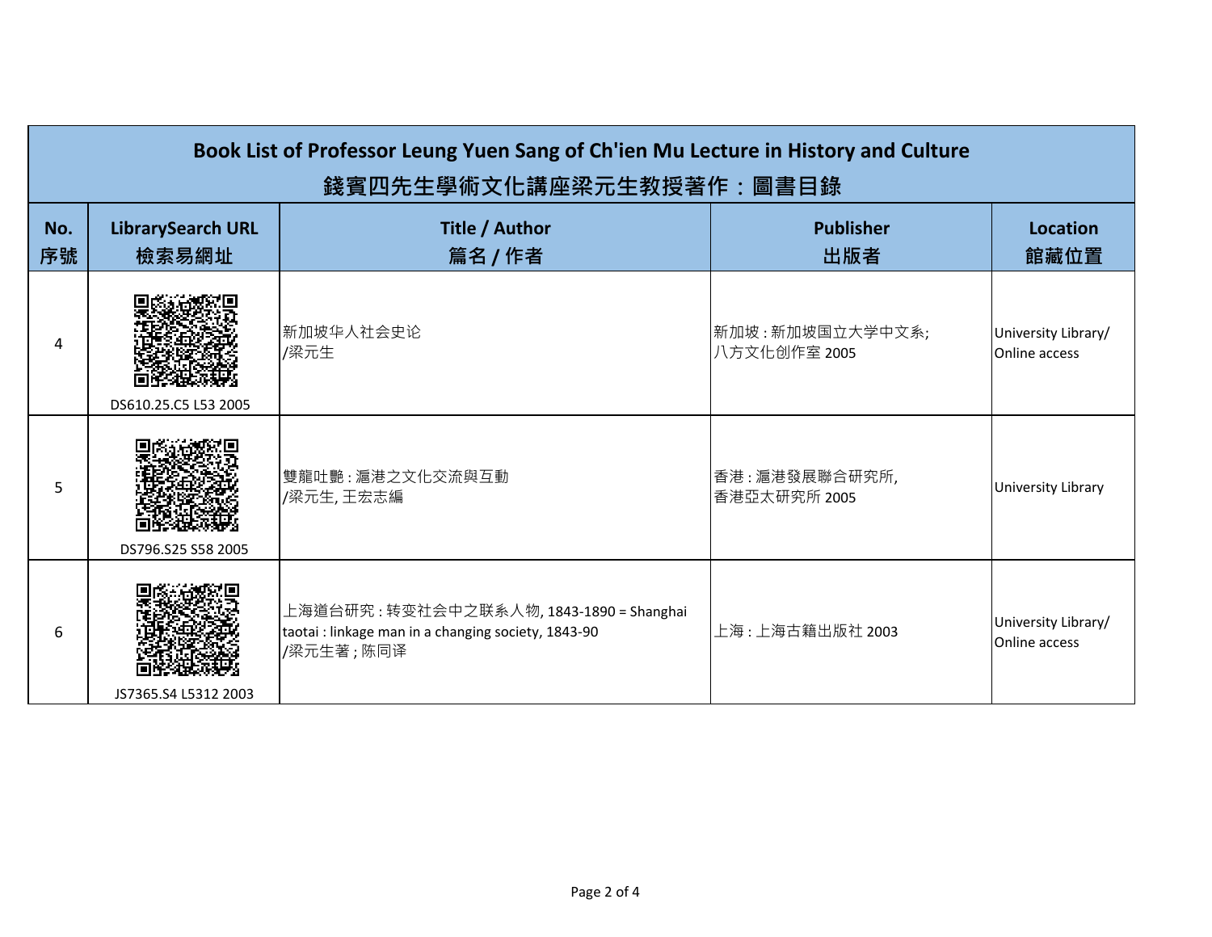| Book List of Professor Leung Yuen Sang of Ch'ien Mu Lecture in History and Culture<br>錢賓四先生學術文化講座梁元生教授著作：圖書目錄 | | | | |
|---|---|---|---|---|
| No.<br>序號 | LibrarySearch URL<br>檢索易網址 | Title / Author<br>篇名 / 作者 | Publisher<br>出版者 | Location<br>館藏位置 |
| 4 | DS610.25.C5 L53 2005 | 新加坡华人社会史论<br>/梁元生 | 新加坡 : 新加坡国立大学中文系;<br>八方文化创作室 2005 | University Library/<br>Online access |
| 5 | DS796.S25 S58 2005 | 雙龍吐艷 : 滬港之文化交流與互動<br>/梁元生, 王宏志編 | 香港 : 滬港發展聯合研究所,<br>香港亞太研究所 2005 | University Library |
| 6 | JS7365.S4 L5312 2003 | 上海道台研究 : 转变社会中之联系人物, 1843-1890 = Shanghai taotai : linkage man in a changing society, 1843-90<br>/梁元生著 ; 陈同译 | 上海 : 上海古籍出版社 2003 | University Library/<br>Online access |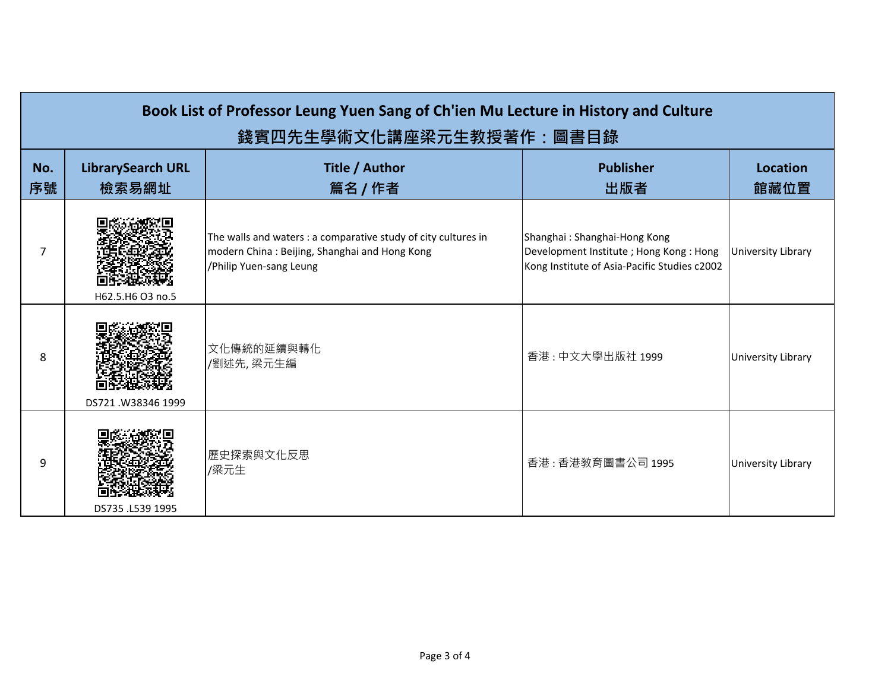| Book List of Professor Leung Yuen Sang of Ch'ien Mu Lecture in History and Culture<br>錢賓四先生學術文化講座梁元生教授著作：圖書目錄 | | | | |
|---|---|---|---|---|
| **No.<br>序號** | **LibrarySearch URL<br>檢索易網址** | **Title / Author<br>篇名 / 作者** | **Publisher<br>出版者** | **Location<br>館藏位置** |
| 7 | H62.5.H6 O3 no.5 | The walls and waters : a comparative study of city cultures in modern China : Beijing, Shanghai and Hong Kong<br>/Philip Yuen-sang Leung | Shanghai : Shanghai-Hong Kong Development Institute ; Hong Kong : Hong Kong Institute of Asia-Pacific Studies c2002 | University Library |
| 8 | DS721 .W38346 1999 | 文化傳統的延續與轉化<br>/劉述先, 梁元生編 | 香港 : 中文大學出版社 1999 | University Library |
| 9 | DS735 .L539 1995 | 歷史探索與文化反思<br>/梁元生 | 香港 : 香港教育圖書公司 1995 | University Library |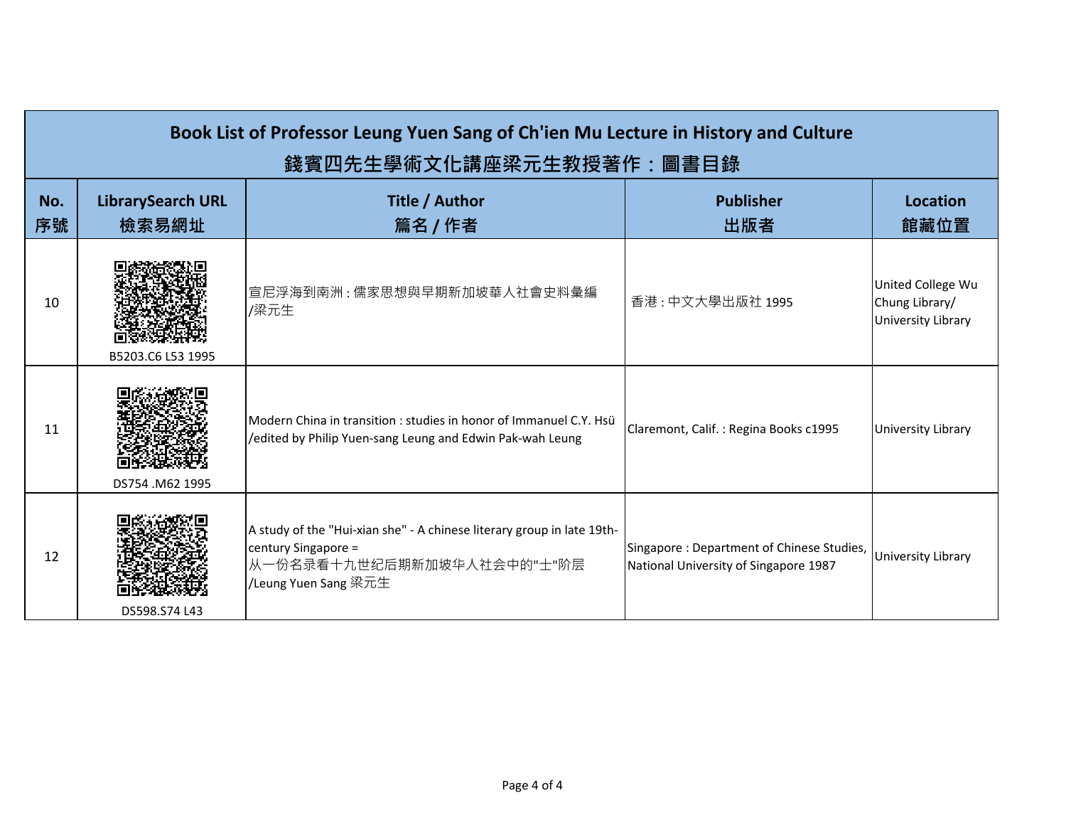| Book List of Professor Leung Yuen Sang of Ch'ien Mu Lecture in History and Culture<br>錢賓四先生學術文化講座梁元生教授著作：圖書目錄 | | | | |
|---|---|---|---|---|
| **No.<br>序號** | **LibrarySearch URL<br>檢索易網址** | **Title / Author<br>篇名 / 作者** | **Publisher<br>出版者** | **Location<br>館藏位置** |
| 10 | B5203.C6 L53 1995 | 宣尼浮海到南洲 : 儒家思想與早期新加坡華人社會史料彙編 /梁元生 | 香港 : 中文大學出版社 1995 | United College Wu Chung Library/ University Library |
| 11 | DS754 .M62 1995 | Modern China in transition : studies in honor of Immanuel C.Y. Hsü /edited by Philip Yuen-sang Leung and Edwin Pak-wah Leung | Claremont, Calif. : Regina Books c1995 | University Library |
| 12 | DS598.S74 L43 | A study of the "Hui-xian she" - A chinese literary group in late 19th-century Singapore = 从一份名录看十九世纪后期新加坡华人社会中的"士"阶层 /Leung Yuen Sang 梁元生 | Singapore : Department of Chinese Studies, National University of Singapore 1987 | University Library |